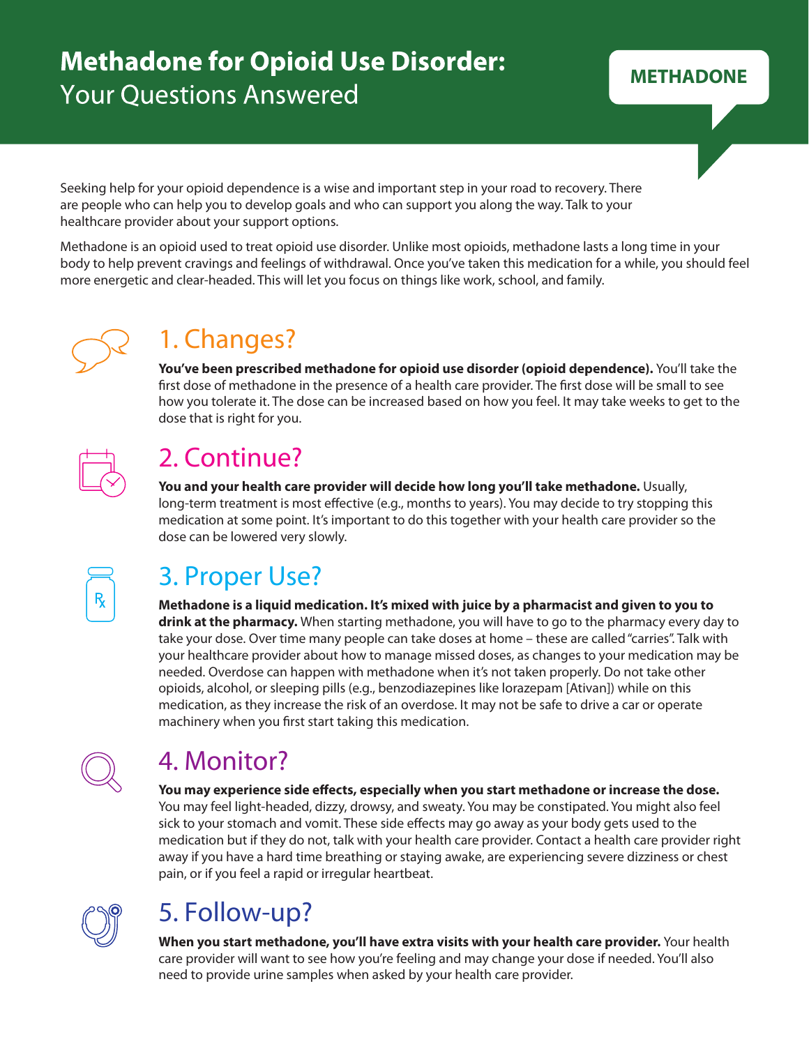# Methadone for Opioid Use Disorder: Your Questions Answered

**METHADONE**

Seeking help for your opioid dependence is a wise and important step in your road to recovery. There are people who can help you to develop goals and who can support you along the way. Talk to your healthcare provider about your support options.

Methadone is an opioid used to treat opioid use disorder. Unlike most opioids, methadone lasts a long time in your body to help prevent cravings and feelings of withdrawal. Once you've taken this medication for a while, you should feel more energetic and clear-headed. This will let you focus on things like work, school, and family.

## 1. Changes?

**You've been prescribed methadone for opioid use disorder (opioid dependence).** You'll take the first dose of methadone in the presence of a health care provider. The first dose will be small to see how you tolerate it. The dose can be increased based on how you feel. It may take weeks to get to the dose that is right for you.

## 2. Continue?

**You and your health care provider will decide how long you'll take methadone.** Usually, long-term treatment is most effective (e.g., months to years). You may decide to try stopping this medication at some point. It's important to do this together with your health care provider so the dose can be lowered very slowly.

## 3. Proper Use?

**Methadone is a liquid medication. It's mixed with juice by a pharmacist and given to you to drink at the pharmacy.** When starting methadone, you will have to go to the pharmacy every day to take your dose. Over time many people can take doses at home – these are called "carries". Talk with your healthcare provider about how to manage missed doses, as changes to your medication may be needed. Overdose can happen with methadone when it's not taken properly. Do not take other opioids, alcohol, or sleeping pills (e.g., benzodiazepines like lorazepam [Ativan]) while on this medication, as they increase the risk of an overdose. It may not be safe to drive a car or operate machinery when you first start taking this medication.

## 4. Monitor?

**You may experience side effects, especially when you start methadone or increase the dose.** You may feel light-headed, dizzy, drowsy, and sweaty. You may be constipated. You might also feel sick to your stomach and vomit. These side effects may go away as your body gets used to the medication but if they do not, talk with your health care provider. Contact a health care provider right away if you have a hard time breathing or staying awake, are experiencing severe dizziness or chest pain, or if you feel a rapid or irregular heartbeat.

## 5. Follow-up?

**When you start methadone, you'll have extra visits with your health care provider.** Your health care provider will want to see how you're feeling and may change your dose if needed. You'll also need to provide urine samples when asked by your health care provider.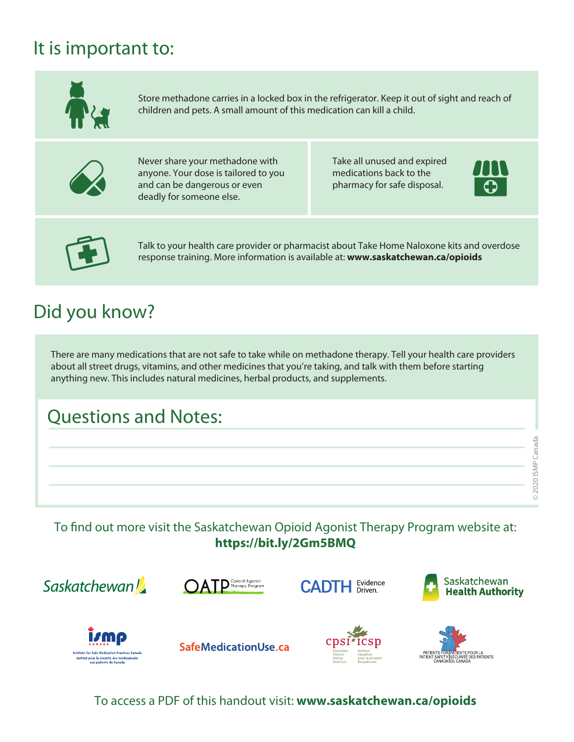## It is important to:

Store methadone carries in a locked box in the refrigerator. Keep it out of sight and reach of children and pets. A small amount of this medication can kill a child.

Never share your methadone with anyone. Your dose is tailored to you and can be dangerous or even deadly for someone else.

Take all unused and expired medications back to the pharmacy for safe disposal.

Talk to your health care provider or pharmacist about Take Home Naloxone kits and overdose response training. More information is available at: **www.saskatchewan.ca/opioids**

## Did you know?

There are many medications that are not safe to take while on methadone therapy. Tell your health care providers about all street drugs, vitamins, and other medicines that you're taking, and talk with them before starting anything new. This includes natural medicines, herbal products, and supplements.

## Questions and Notes:

© 2020 ISMP Canada

To find out more visit the Saskatchewan Opioid Agonist Therapy Program website at:
**https://bit.ly/2Gm5BMQ**

Saskatchewan | OATP Opioid Agonist Therapy Program | CADTH Evidence Driven. | Saskatchewan Health Authority

ismp Canada Institute for Safe Medication Practices Canada Institut pour la sécurité des médicaments aux patients du Canada | SafeMedicationUse.ca | cpsi icsp Canadian Patient Safety Institute Institut canadien pour la sécurité des patients | Patients for Patient Safety Canada Patients pour la sécurité des patients du Canada

To access a PDF of this handout visit: **www.saskatchewan.ca/opioids**